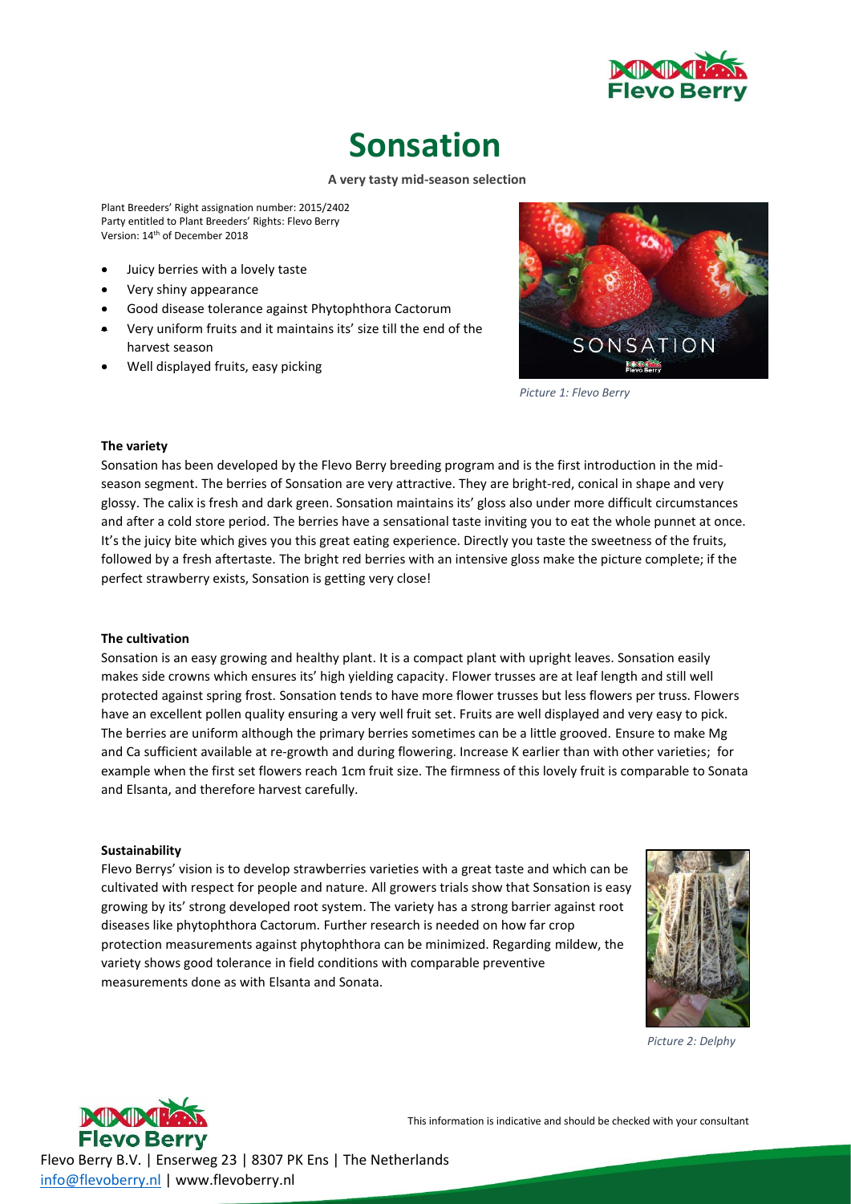# Sonsation

**A very tasty mid-season selection**

Plant Breeders' Right assignation number: 2015/2402
Party entitled to Plant Breeders' Rights: Flevo Berry
Version: 14th of December 2018

- Juicy berries with a lovely taste
- Very shiny appearance
- Good disease tolerance against Phytophthora Cactorum
- Very uniform fruits and it maintains its' size till the end of the harvest season
- Well displayed fruits, easy picking

*Picture 1: Flevo Berry*

**The variety**

Sonsation has been developed by the Flevo Berry breeding program and is the first introduction in the mid-season segment. The berries of Sonsation are very attractive. They are bright-red, conical in shape and very glossy. The calix is fresh and dark green. Sonsation maintains its' gloss also under more difficult circumstances and after a cold store period. The berries have a sensational taste inviting you to eat the whole punnet at once. It's the juicy bite which gives you this great eating experience. Directly you taste the sweetness of the fruits, followed by a fresh aftertaste. The bright red berries with an intensive gloss make the picture complete; if the perfect strawberry exists, Sonsation is getting very close!

**The cultivation**

Sonsation is an easy growing and healthy plant. It is a compact plant with upright leaves. Sonsation easily makes side crowns which ensures its' high yielding capacity. Flower trusses are at leaf length and still well protected against spring frost. Sonsation tends to have more flower trusses but less flowers per truss. Flowers have an excellent pollen quality ensuring a very well fruit set. Fruits are well displayed and very easy to pick. The berries are uniform although the primary berries sometimes can be a little grooved. Ensure to make Mg and Ca sufficient available at re-growth and during flowering. Increase K earlier than with other varieties; for example when the first set flowers reach 1cm fruit size. The firmness of this lovely fruit is comparable to Sonata and Elsanta, and therefore harvest carefully.

**Sustainability**

Flevo Berrys' vision is to develop strawberries varieties with a great taste and which can be cultivated with respect for people and nature. All growers trials show that Sonsation is easy growing by its' strong developed root system. The variety has a strong barrier against root diseases like phytophthora Cactorum. Further research is needed on how far crop protection measurements against phytophthora can be minimized. Regarding mildew, the variety shows good tolerance in field conditions with comparable preventive measurements done as with Elsanta and Sonata.

*Picture 2: Delphy*

This information is indicative and should be checked with your consultant

Flevo Berry B.V. | Enserweg 23 | 8307 PK Ens | The Netherlands
info@flevoberry.nl | www.flevoberry.nl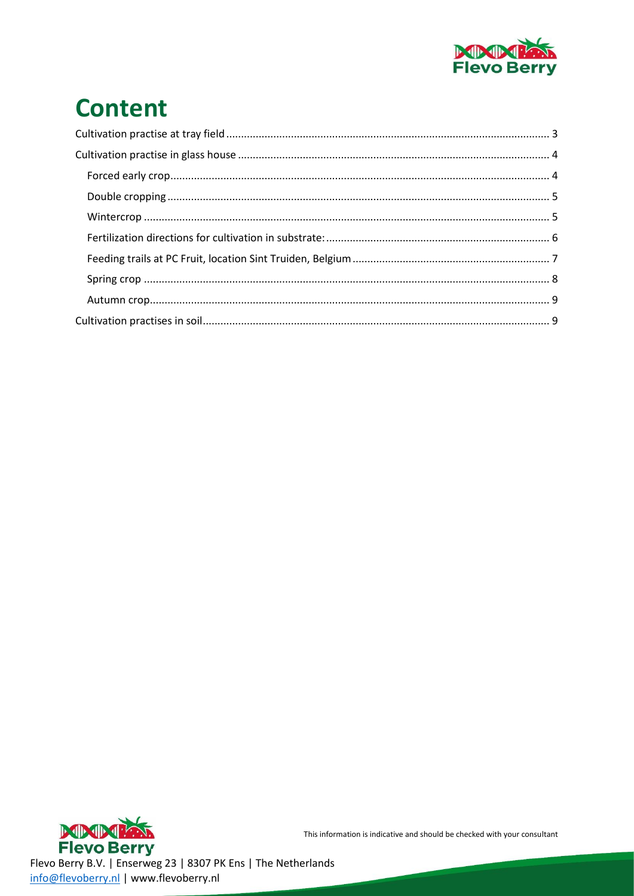# Content

- Cultivation practise at tray field ........ 3
- Cultivation practise in glass house ........ 4
  - Forced early crop ........ 4
  - Double cropping ........ 5
  - Wintercrop ........ 5
  - Fertilization directions for cultivation in substrate: ........ 6
  - Feeding trails at PC Fruit, location Sint Truiden, Belgium ........ 7
  - Spring crop ........ 8
  - Autumn crop ........ 9
- Cultivation practises in soil ........ 9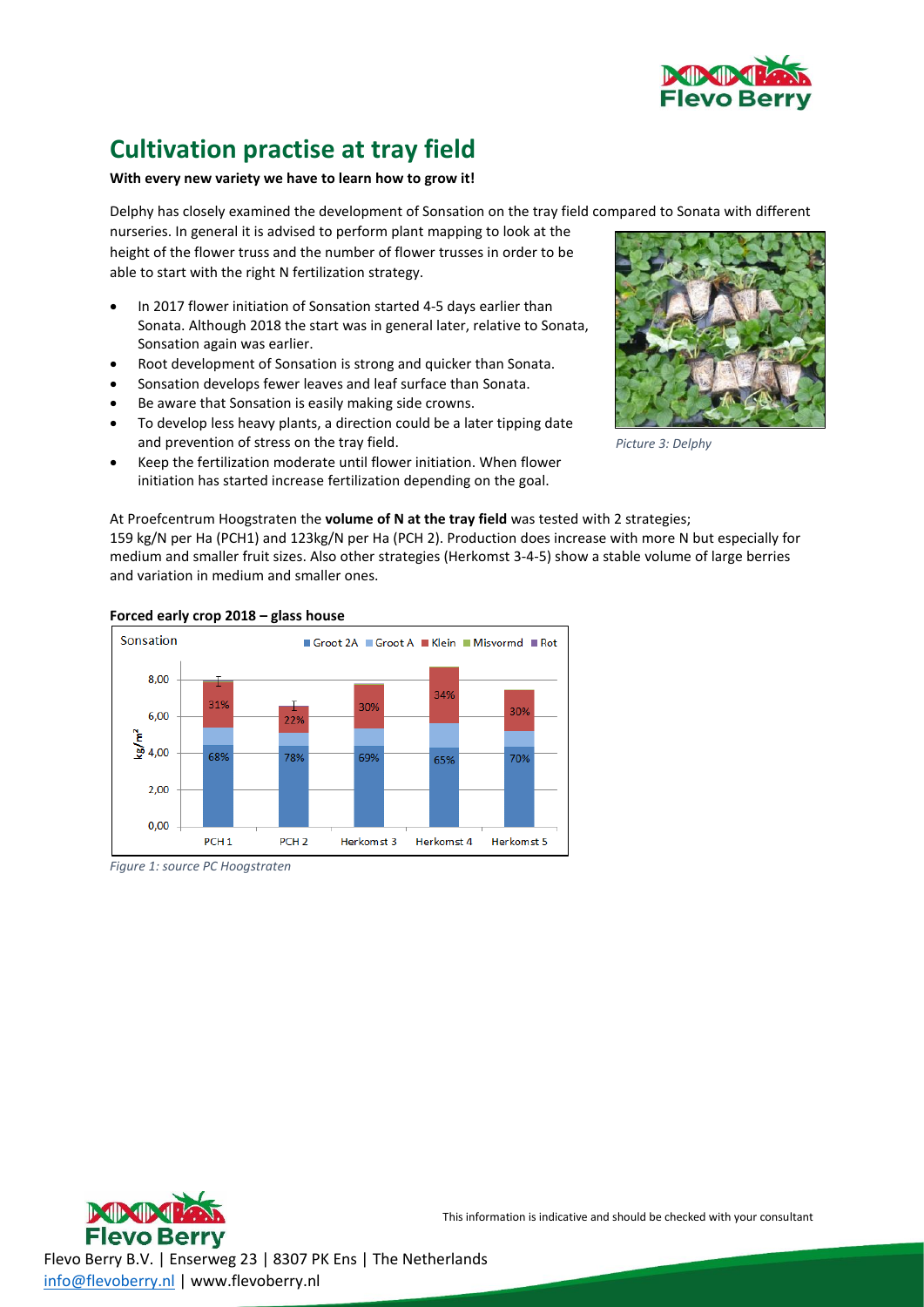## Cultivation practise at tray field

**With every new variety we have to learn how to grow it!**

Delphy has closely examined the development of Sonsation on the tray field compared to Sonata with different nurseries. In general it is advised to perform plant mapping to look at the height of the flower truss and the number of flower trusses in order to be able to start with the right N fertilization strategy.

- In 2017 flower initiation of Sonsation started 4-5 days earlier than Sonata. Although 2018 the start was in general later, relative to Sonata, Sonsation again was earlier.
- Root development of Sonsation is strong and quicker than Sonata.
- Sonsation develops fewer leaves and leaf surface than Sonata.
- Be aware that Sonsation is easily making side crowns.
- To develop less heavy plants, a direction could be a later tipping date and prevention of stress on the tray field.
- Keep the fertilization moderate until flower initiation. When flower initiation has started increase fertilization depending on the goal.

*Picture 3: Delphy*

At Proefcentrum Hoogstraten the **volume of N at the tray field** was tested with 2 strategies; 159 kg/N per Ha (PCH1) and 123kg/N per Ha (PCH 2). Production does increase with more N but especially for medium and smaller fruit sizes. Also other strategies (Herkomst 3-4-5) show a stable volume of large berries and variation in medium and smaller ones.

**Forced early crop 2018 – glass house**

*Figure 1: source PC Hoogstraten*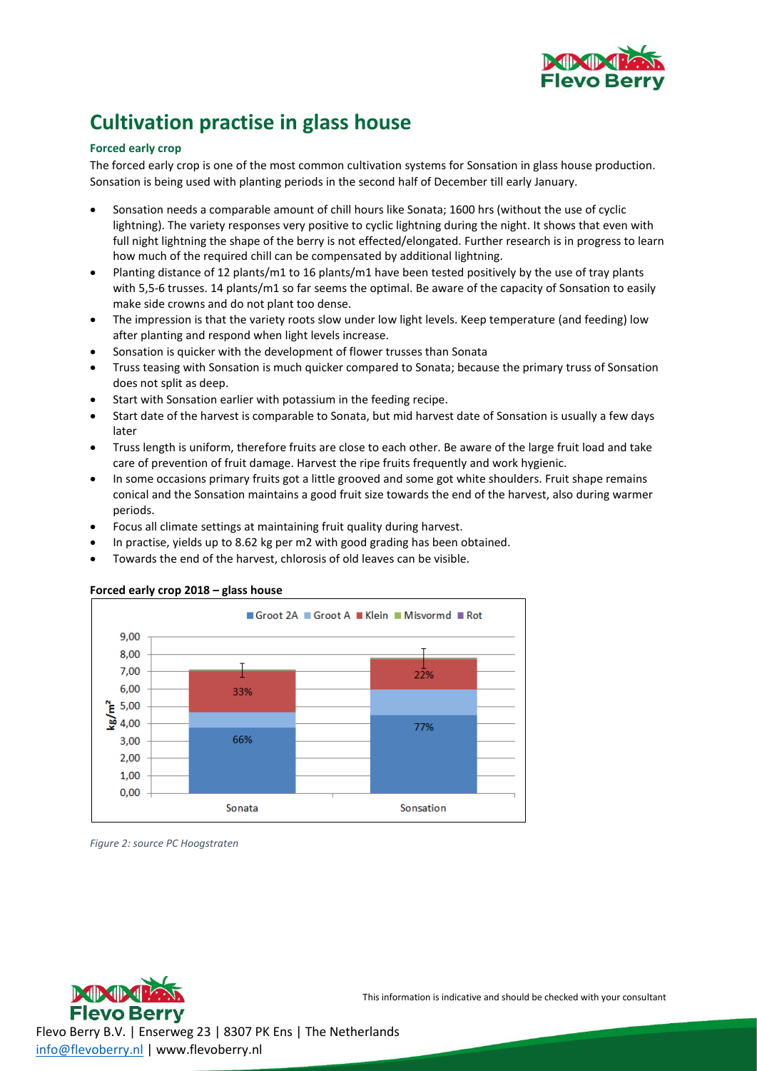# Cultivation practise in glass house

### Forced early crop

The forced early crop is one of the most common cultivation systems for Sonsation in glass house production. Sonsation is being used with planting periods in the second half of December till early January.

- Sonsation needs a comparable amount of chill hours like Sonata; 1600 hrs (without the use of cyclic lightning). The variety responses very positive to cyclic lightning during the night. It shows that even with full night lightning the shape of the berry is not effected/elongated. Further research is in progress to learn how much of the required chill can be compensated by additional lightning.
- Planting distance of 12 plants/m1 to 16 plants/m1 have been tested positively by the use of tray plants with 5,5-6 trusses. 14 plants/m1 so far seems the optimal. Be aware of the capacity of Sonsation to easily make side crowns and do not plant too dense.
- The impression is that the variety roots slow under low light levels. Keep temperature (and feeding) low after planting and respond when light levels increase.
- Sonsation is quicker with the development of flower trusses than Sonata
- Truss teasing with Sonsation is much quicker compared to Sonata; because the primary truss of Sonsation does not split as deep.
- Start with Sonsation earlier with potassium in the feeding recipe.
- Start date of the harvest is comparable to Sonata, but mid harvest date of Sonsation is usually a few days later
- Truss length is uniform, therefore fruits are close to each other. Be aware of the large fruit load and take care of prevention of fruit damage. Harvest the ripe fruits frequently and work hygienic.
- In some occasions primary fruits got a little grooved and some got white shoulders. Fruit shape remains conical and the Sonsation maintains a good fruit size towards the end of the harvest, also during warmer periods.
- Focus all climate settings at maintaining fruit quality during harvest.
- In practise, yields up to 8.62 kg per m2 with good grading has been obtained.
- Towards the end of the harvest, chlorosis of old leaves can be visible.

**Forced early crop 2018 – glass house**

*Figure 2: source PC Hoogstraten*

This information is indicative and should be checked with your consultant

Flevo Berry B.V. | Enserweg 23 | 8307 PK Ens | The Netherlands
info@flevoberry.nl | www.flevoberry.nl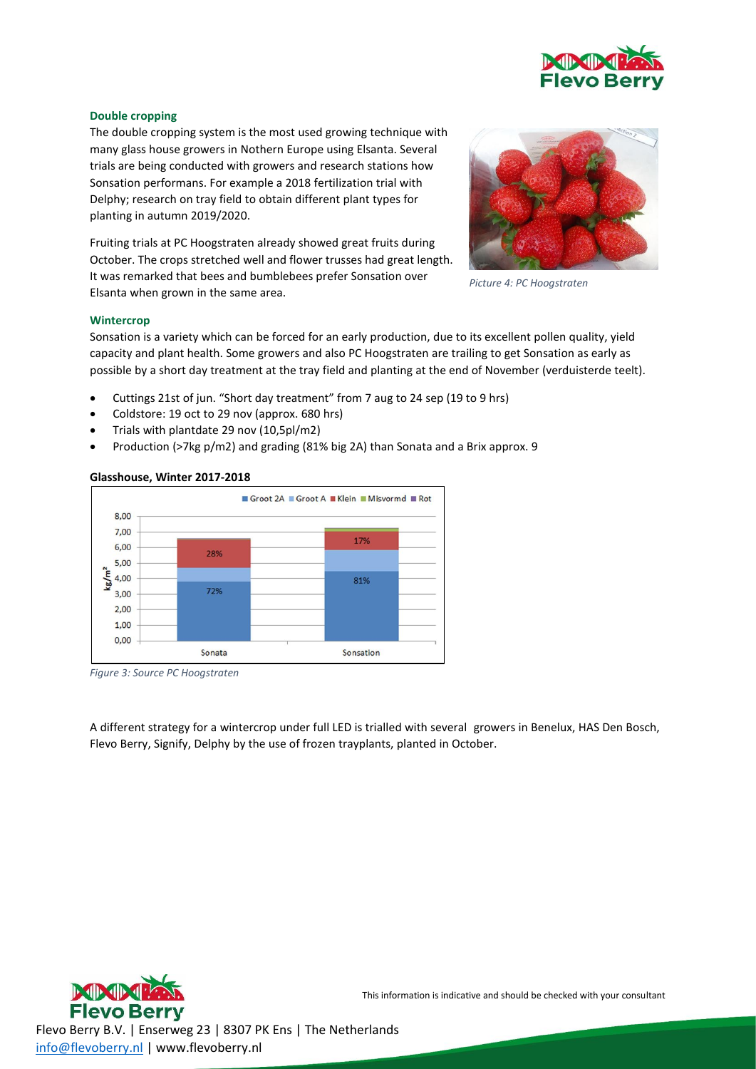### Double cropping

The double cropping system is the most used growing technique with many glass house growers in Nothern Europe using Elsanta. Several trials are being conducted with growers and research stations how Sonsation performans. For example a 2018 fertilization trial with Delphy; research on tray field to obtain different plant types for planting in autumn 2019/2020.

Fruiting trials at PC Hoogstraten already showed great fruits during October. The crops stretched well and flower trusses had great length. It was remarked that bees and bumblebees prefer Sonsation over Elsanta when grown in the same area.

*Picture 4: PC Hoogstraten*

### Wintercrop

Sonsation is a variety which can be forced for an early production, due to its excellent pollen quality, yield capacity and plant health. Some growers and also PC Hoogstraten are trailing to get Sonsation as early as possible by a short day treatment at the tray field and planting at the end of November (verduisterde teelt).

- Cuttings 21st of jun. "Short day treatment" from 7 aug to 24 sep (19 to 9 hrs)
- Coldstore: 19 oct to 29 nov (approx. 680 hrs)
- Trials with plantdate 29 nov (10,5pl/m2)
- Production (>7kg p/m2) and grading (81% big 2A) than Sonata and a Brix approx. 9

**Glasshouse, Winter 2017-2018**

*Figure 3: Source PC Hoogstraten*

A different strategy for a wintercrop under full LED is trialled with several growers in Benelux, HAS Den Bosch, Flevo Berry, Signify, Delphy by the use of frozen trayplants, planted in October.

This information is indicative and should be checked with your consultant

Flevo Berry B.V. | Enserweg 23 | 8307 PK Ens | The Netherlands
info@flevoberry.nl | www.flevoberry.nl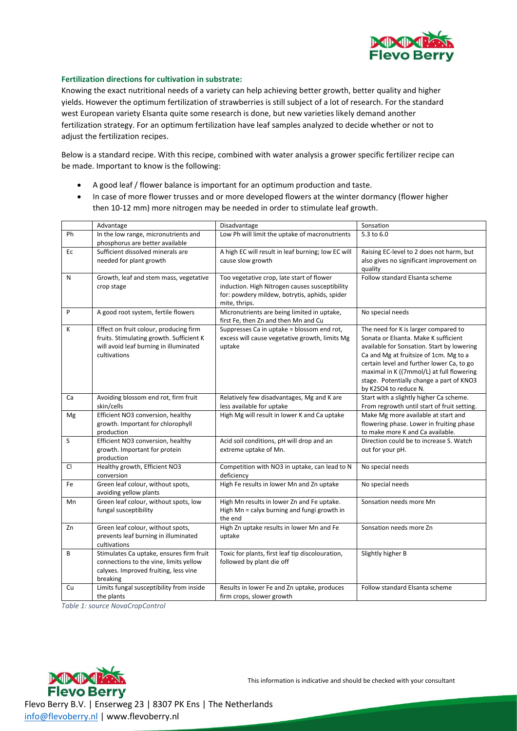**Fertilization directions for cultivation in substrate:**

Knowing the exact nutritional needs of a variety can help achieving better growth, better quality and higher yields. However the optimum fertilization of strawberries is still subject of a lot of research. For the standard west European variety Elsanta quite some research is done, but new varieties likely demand another fertilization strategy. For an optimum fertilization have leaf samples analyzed to decide whether or not to adjust the fertilization recipes.

Below is a standard recipe. With this recipe, combined with water analysis a grower specific fertilizer recipe can be made. Important to know is the following:

- A good leaf / flower balance is important for an optimum production and taste.
- In case of more flower trusses and or more developed flowers at the winter dormancy (flower higher then 10-12 mm) more nitrogen may be needed in order to stimulate leaf growth.

| | Advantage | Disadvantage | Sonsation |
|---|---|---|---|
| Ph | In the low range, micronutrients and phosphorus are better available | Low Ph will limit the uptake of macronutrients | 5.3 to 6.0 |
| Ec | Sufficient dissolved minerals are needed for plant growth | A high EC will result in leaf burning; low EC will cause slow growth | Raising EC-level to 2 does not harm, but also gives no significant improvement on quality |
| N | Growth, leaf and stem mass, vegetative crop stage | Too vegetative crop, late start of flower induction. High Nitrogen causes susceptibility for: powdery mildew, botrytis, aphids, spider mite, thrips. | Follow standard Elsanta scheme |
| P | A good root system, fertile flowers | Micronutrients are being limited in uptake, first Fe, then Zn and then Mn and Cu | No special needs |
| K | Effect on fruit colour, producing firm fruits. Stimulating growth. Sufficient K will avoid leaf burning in illuminated cultivations | Suppresses Ca in uptake = blossom end rot, excess will cause vegetative growth, limits Mg uptake | The need for K is larger compared to Sonata or Elsanta. Make K sufficient available for Sonsation. Start by lowering Ca and Mg at fruitsize of 1cm. Mg to a certain level and further lower Ca, to go maximal in K ((7mmol/L) at full flowering stage. Potentially change a part of KNO3 by K2SO4 to reduce N. |
| Ca | Avoiding blossom end rot, firm fruit skin/cells | Relatively few disadvantages, Mg and K are less available for uptake | Start with a slightly higher Ca scheme. From regrowth until start of fruit setting. |
| Mg | Efficient NO3 conversion, healthy growth. Important for chlorophyll production | High Mg will result in lower K and Ca uptake | Make Mg more available at start and flowering phase. Lower in fruiting phase to make more K and Ca available. |
| S | Efficient NO3 conversion, healthy growth. Important for protein production | Acid soil conditions, pH will drop and an extreme uptake of Mn. | Direction could be to increase S. Watch out for your pH. |
| Cl | Healthy growth, Efficient NO3 conversion | Competition with NO3 in uptake, can lead to N deficiency | No special needs |
| Fe | Green leaf colour, without spots, avoiding yellow plants | High Fe results in lower Mn and Zn uptake | No special needs |
| Mn | Green leaf colour, without spots, low fungal susceptibility | High Mn results in lower Zn and Fe uptake. High Mn = calyx burning and fungi growth in the end | Sonsation needs more Mn |
| Zn | Green leaf colour, without spots, prevents leaf burning in illuminated cultivations | High Zn uptake results in lower Mn and Fe uptake | Sonsation needs more Zn |
| B | Stimulates Ca uptake, ensures firm fruit connections to the vine, limits yellow calyxes. Improved fruiting, less vine breaking | Toxic for plants, first leaf tip discolouration, followed by plant die off | Slightly higher B |
| Cu | Limits fungal susceptibility from inside the plants | Results in lower Fe and Zn uptake, produces firm crops, slower growth | Follow standard Elsanta scheme |

*Table 1: source NovaCropControl*

This information is indicative and should be checked with your consultant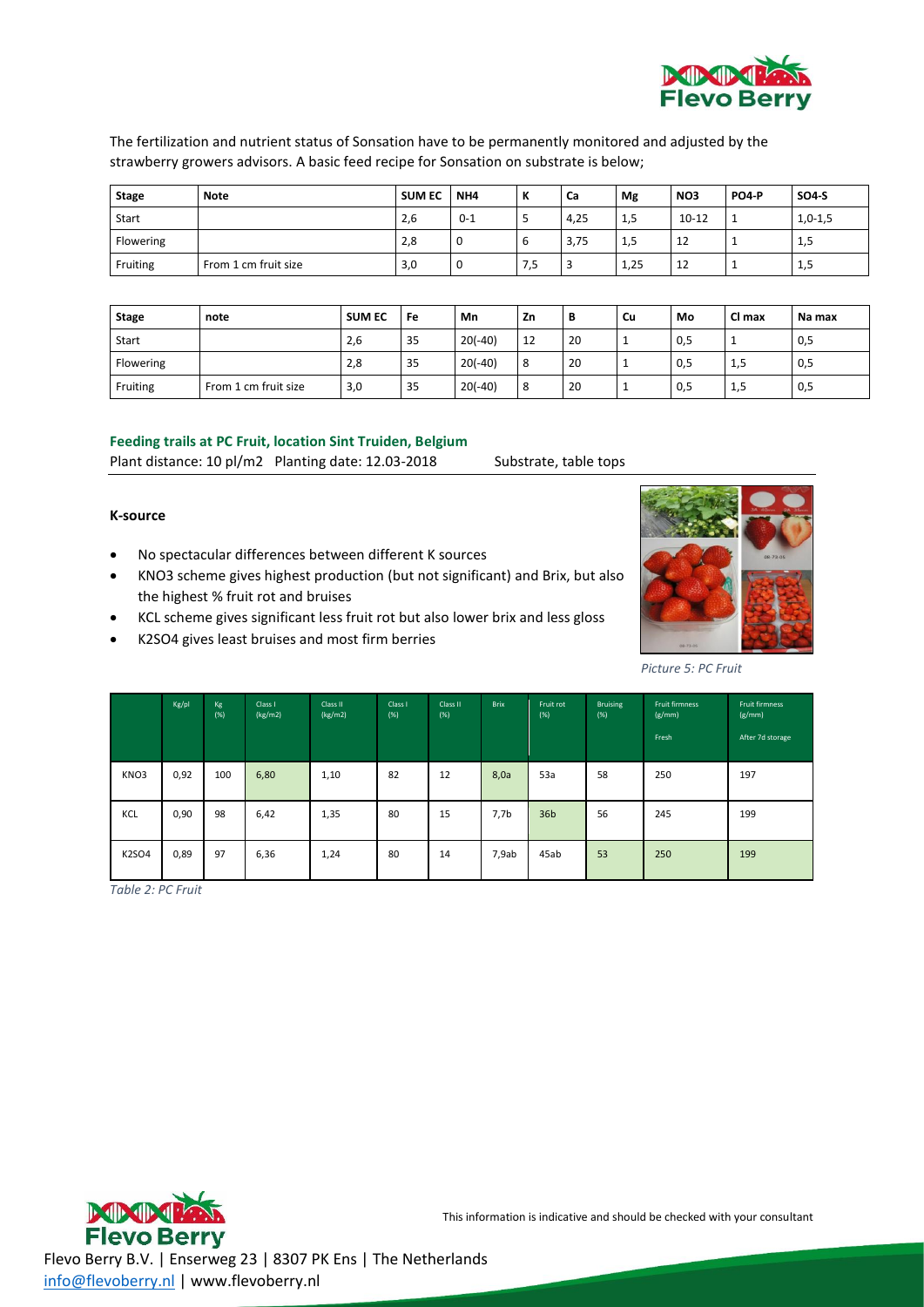The fertilization and nutrient status of Sonsation have to be permanently monitored and adjusted by the strawberry growers advisors. A basic feed recipe for Sonsation on substrate is below;

| Stage | Note | SUM EC | NH4 | K | Ca | Mg | NO3 | PO4-P | SO4-S |
|---|---|---|---|---|---|---|---|---|---|
| Start | | 2,6 | 0-1 | 5 | 4,25 | 1,5 | 10-12 | 1 | 1,0-1,5 |
| Flowering | | 2,8 | 0 | 6 | 3,75 | 1,5 | 12 | 1 | 1,5 |
| Fruiting | From 1 cm fruit size | 3,0 | 0 | 7,5 | 3 | 1,25 | 12 | 1 | 1,5 |

| Stage | note | SUM EC | Fe | Mn | Zn | B | Cu | Mo | Cl max | Na max |
|---|---|---|---|---|---|---|---|---|---|---|
| Start | | 2,6 | 35 | 20(-40) | 12 | 20 | 1 | 0,5 | 1 | 0,5 |
| Flowering | | 2,8 | 35 | 20(-40) | 8 | 20 | 1 | 0,5 | 1,5 | 0,5 |
| Fruiting | From 1 cm fruit size | 3,0 | 35 | 20(-40) | 8 | 20 | 1 | 0,5 | 1,5 | 0,5 |

## Feeding trails at PC Fruit, location Sint Truiden, Belgium

Plant distance: 10 pl/m2 Planting date: 12.03-2018 Substrate, table tops

**K-source**

- No spectacular differences between different K sources
- KNO3 scheme gives highest production (but not significant) and Brix, but also the highest % fruit rot and bruises
- KCL scheme gives significant less fruit rot but also lower brix and less gloss
- K2SO4 gives least bruises and most firm berries

*Picture 5: PC Fruit*

| | Kg/pl | Kg (%) | Class I (kg/m2) | Class II (kg/m2) | Class I (%) | Class II (%) | Brix | Fruit rot (%) | Bruising (%) | Fruit firmness (g/mm) Fresh | Fruit firmness (g/mm) After 7d storage |
|---|---|---|---|---|---|---|---|---|---|---|---|
| KNO3 | 0,92 | 100 | 6,80 | 1,10 | 82 | 12 | 8,0a | 53a | 58 | 250 | 197 |
| KCL | 0,90 | 98 | 6,42 | 1,35 | 80 | 15 | 7,7b | 36b | 56 | 245 | 199 |
| K2SO4 | 0,89 | 97 | 6,36 | 1,24 | 80 | 14 | 7,9ab | 45ab | 53 | 250 | 199 |

*Table 2: PC Fruit*

This information is indicative and should be checked with your consultant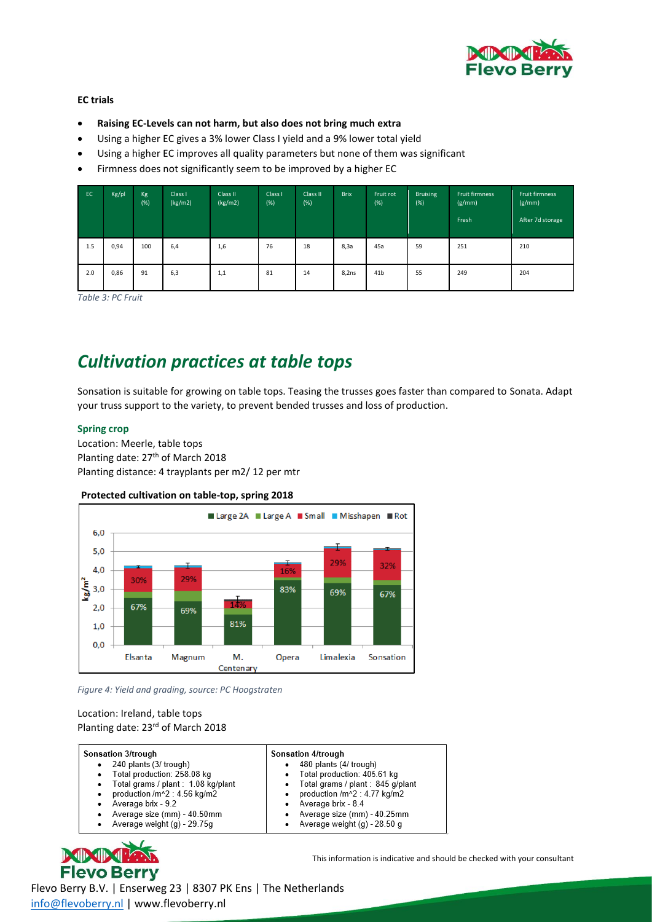**EC trials**

- **Raising EC-Levels can not harm, but also does not bring much extra**
- Using a higher EC gives a 3% lower Class I yield and a 9% lower total yield
- Using a higher EC improves all quality parameters but none of them was significant
- Firmness does not significantly seem to be improved by a higher EC

| EC | Kg/pl | Kg (%) | Class I (kg/m2) | Class II (kg/m2) | Class I (%) | Class II (%) | Brix | Fruit rot (%) | Bruising (%) | Fruit firmness (g/mm) Fresh | Fruit firmness (g/mm) After 7d storage |
|---|---|---|---|---|---|---|---|---|---|---|---|
| 1.5 | 0,94 | 100 | 6,4 | 1,6 | 76 | 18 | 8,3a | 45a | 59 | 251 | 210 |
| 2.0 | 0,86 | 91 | 6,3 | 1,1 | 81 | 14 | 8,2ns | 41b | 55 | 249 | 204 |

*Table 3: PC Fruit*

# *Cultivation practices at table tops*

Sonsation is suitable for growing on table tops. Teasing the trusses goes faster than compared to Sonata. Adapt your truss support to the variety, to prevent bended trusses and loss of production.

### Spring crop

Location: Meerle, table tops
Planting date: 27th of March 2018
Planting distance: 4 trayplants per m2/ 12 per mtr

**Protected cultivation on table-top, spring 2018**

*Figure 4: Yield and grading, source: PC Hoogstraten*

Location: Ireland, table tops
Planting date: 23rd of March 2018

| Sonsation 3/trough | Sonsation 4/trough |
|---|---|
| • 240 plants (3/ trough) | • 480 plants (4/ trough) |
| • Total production: 258.08 kg | • Total production: 405.61 kg |
| • Total grams / plant : 1.08 kg/plant | • Total grams / plant : 845 g/plant |
| • production /m^2 : 4.56 kg/m2 | • production /m^2 : 4.77 kg/m2 |
| • Average brix - 9.2 | • Average brix - 8.4 |
| • Average size (mm) - 40.50mm | • Average size (mm) - 40.25mm |
| • Average weight (g) - 29.75g | • Average weight (g) - 28.50 g |

This information is indicative and should be checked with your consultant

Flevo Berry B.V. | Enserweg 23 | 8307 PK Ens | The Netherlands
info@flevoberry.nl | www.flevoberry.nl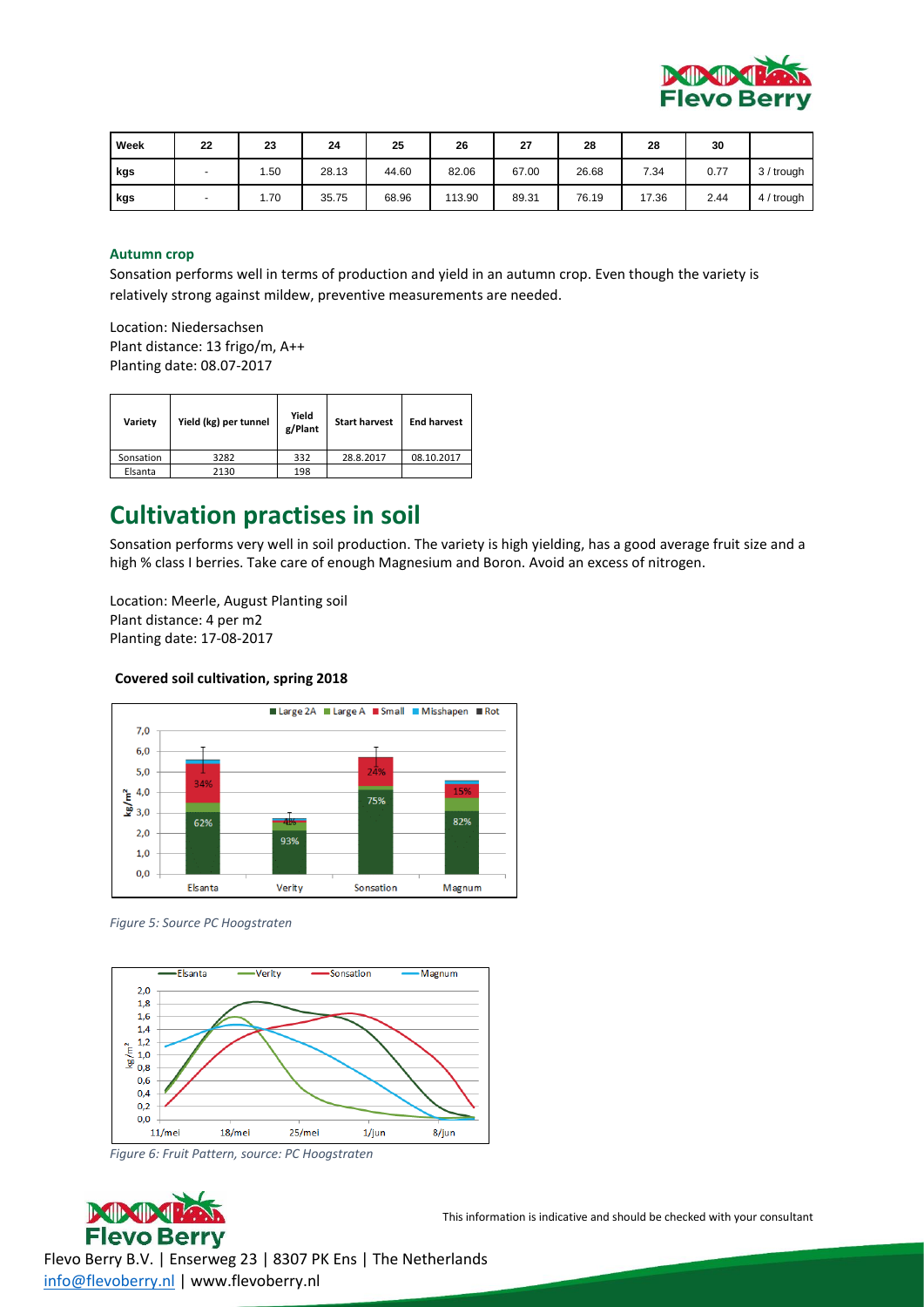| Week | 22 | 23 | 24 | 25 | 26 | 27 | 28 | 28 | 30 | |
|---|---|---|---|---|---|---|---|---|---|---|
| kgs | - | 1.50 | 28.13 | 44.60 | 82.06 | 67.00 | 26.68 | 7.34 | 0.77 | 3 / trough |
| kgs | - | 1.70 | 35.75 | 68.96 | 113.90 | 89.31 | 76.19 | 17.36 | 2.44 | 4 / trough |

### Autumn crop

Sonsation performs well in terms of production and yield in an autumn crop. Even though the variety is relatively strong against mildew, preventive measurements are needed.

Location: Niedersachsen
Plant distance: 13 frigo/m, A++
Planting date: 08.07-2017

| Variety | Yield (kg) per tunnel | Yield g/Plant | Start harvest | End harvest |
|---|---|---|---|---|
| Sonsation | 3282 | 332 | 28.8.2017 | 08.10.2017 |
| Elsanta | 2130 | 198 | | |

# Cultivation practises in soil

Sonsation performs very well in soil production. The variety is high yielding, has a good average fruit size and a high % class I berries. Take care of enough Magnesium and Boron. Avoid an excess of nitrogen.

Location: Meerle, August Planting soil
Plant distance: 4 per m2
Planting date: 17-08-2017

**Covered soil cultivation, spring 2018**

*Figure 5: Source PC Hoogstraten*

*Figure 6: Fruit Pattern, source: PC Hoogstraten*

This information is indicative and should be checked with your consultant

Flevo Berry B.V. | Enserweg 23 | 8307 PK Ens | The Netherlands
info@flevoberry.nl | www.flevoberry.nl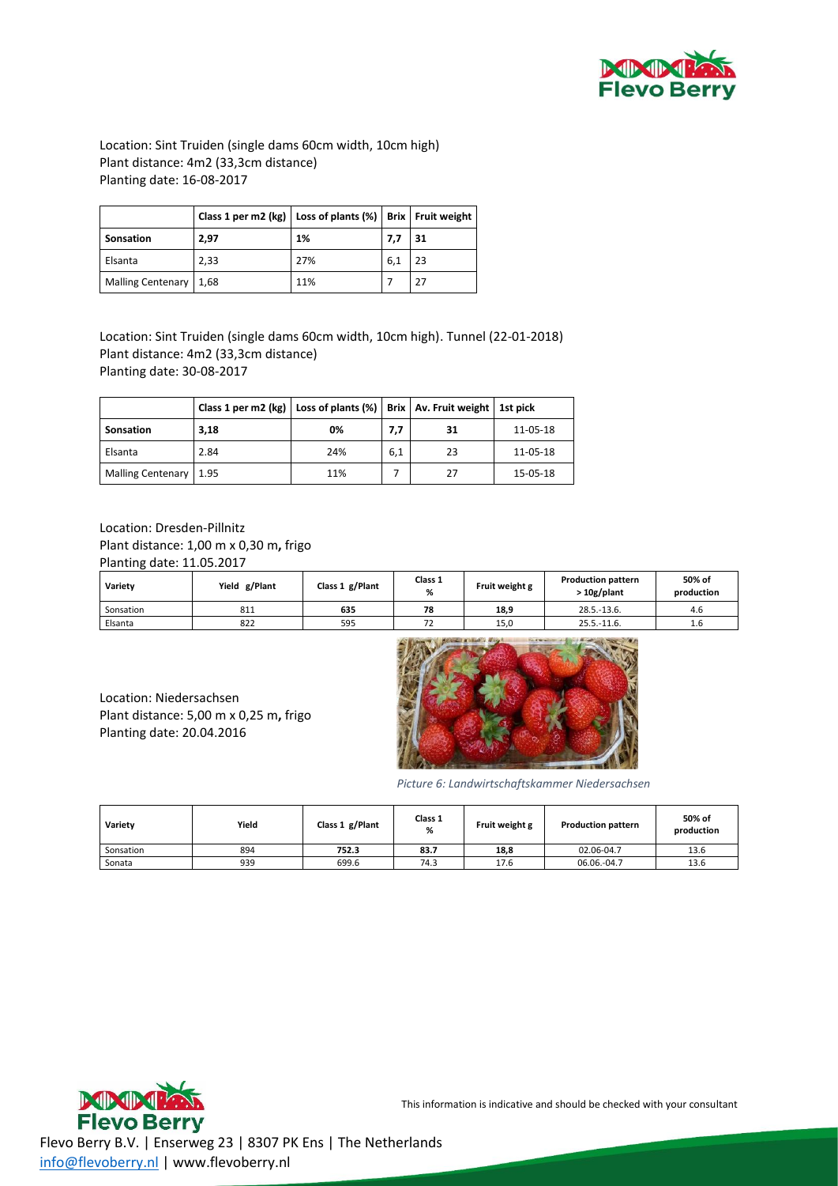Location: Sint Truiden (single dams 60cm width, 10cm high)
Plant distance: 4m2 (33,3cm distance)
Planting date: 16-08-2017

| | Class 1 per m2 (kg) | Loss of plants (%) | Brix | Fruit weight |
|---|---|---|---|---|
| **Sonsation** | **2,97** | **1%** | **7,7** | **31** |
| Elsanta | 2,33 | 27% | 6,1 | 23 |
| Malling Centenary | 1,68 | 11% | 7 | 27 |

Location: Sint Truiden (single dams 60cm width, 10cm high). Tunnel (22-01-2018)
Plant distance: 4m2 (33,3cm distance)
Planting date: 30-08-2017

| | Class 1 per m2 (kg) | Loss of plants (%) | Brix | Av. Fruit weight | 1st pick |
|---|---|---|---|---|---|
| **Sonsation** | **3,18** | **0%** | **7,7** | **31** | 11-05-18 |
| Elsanta | 2.84 | 24% | 6,1 | 23 | 11-05-18 |
| Malling Centenary | 1.95 | 11% | 7 | 27 | 15-05-18 |

Location: Dresden-Pillnitz
Plant distance: 1,00 m x 0,30 m**,** frigo
Planting date: 11.05.2017

| Variety | Yield g/Plant | Class 1 g/Plant | Class 1 % | Fruit weight g | Production pattern > 10g/plant | 50% of production |
|---|---|---|---|---|---|---|
| Sonsation | 811 | **635** | **78** | **18,9** | 28.5.-13.6. | 4.6 |
| Elsanta | 822 | 595 | 72 | 15,0 | 25.5.-11.6. | 1.6 |

Location: Niedersachsen
Plant distance: 5,00 m x 0,25 m**,** frigo
Planting date: 20.04.2016

*Picture 6: Landwirtschaftskammer Niedersachsen*

| Variety | Yield | Class 1 g/Plant | Class 1 % | Fruit weight g | Production pattern | 50% of production |
|---|---|---|---|---|---|---|
| Sonsation | 894 | **752.3** | **83.7** | **18,8** | 02.06-04.7 | 13.6 |
| Sonata | 939 | 699.6 | 74.3 | 17.6 | 06.06.-04.7 | 13.6 |

This information is indicative and should be checked with your consultant

Flevo Berry B.V. | Enserweg 23 | 8307 PK Ens | The Netherlands
info@flevoberry.nl | www.flevoberry.nl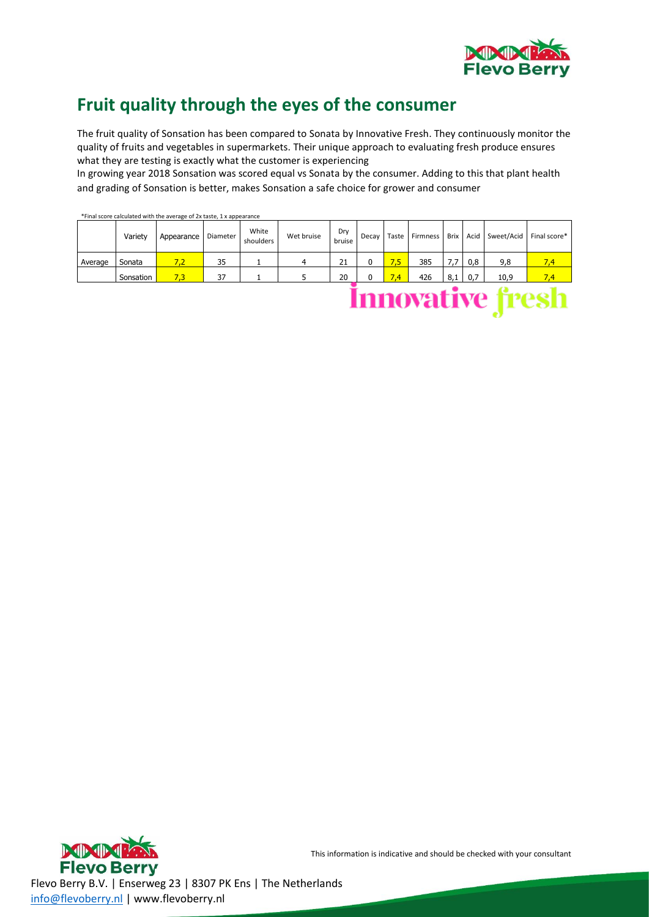## Fruit quality through the eyes of the consumer

The fruit quality of Sonsation has been compared to Sonata by Innovative Fresh. They continuously monitor the quality of fruits and vegetables in supermarkets. Their unique approach to evaluating fresh produce ensures what they are testing is exactly what the customer is experiencing

In growing year 2018 Sonsation was scored equal vs Sonata by the consumer. Adding to this that plant health and grading of Sonsation is better, makes Sonsation a safe choice for grower and consumer

*Final score calculated with the average of 2x taste, 1 x appearance

| | Variety | Appearance | Diameter | White shoulders | Wet bruise | Dry bruise | Decay | Taste | Firmness | Brix | Acid | Sweet/Acid | Final score* |
|---|---|---|---|---|---|---|---|---|---|---|---|---|---|
| Average | Sonata | 7,2 | 35 | 1 | 4 | 21 | 0 | 7,5 | 385 | 7,7 | 0,8 | 9,8 | 7,4 |
| | Sonsation | 7,3 | 37 | 1 | 5 | 20 | 0 | 7,4 | 426 | 8,1 | 0,7 | 10,9 | 7,4 |

Innovative fresh

This information is indicative and should be checked with your consultant

Flevo Berry B.V. | Enserweg 23 | 8307 PK Ens | The Netherlands
info@flevoberry.nl | www.flevoberry.nl